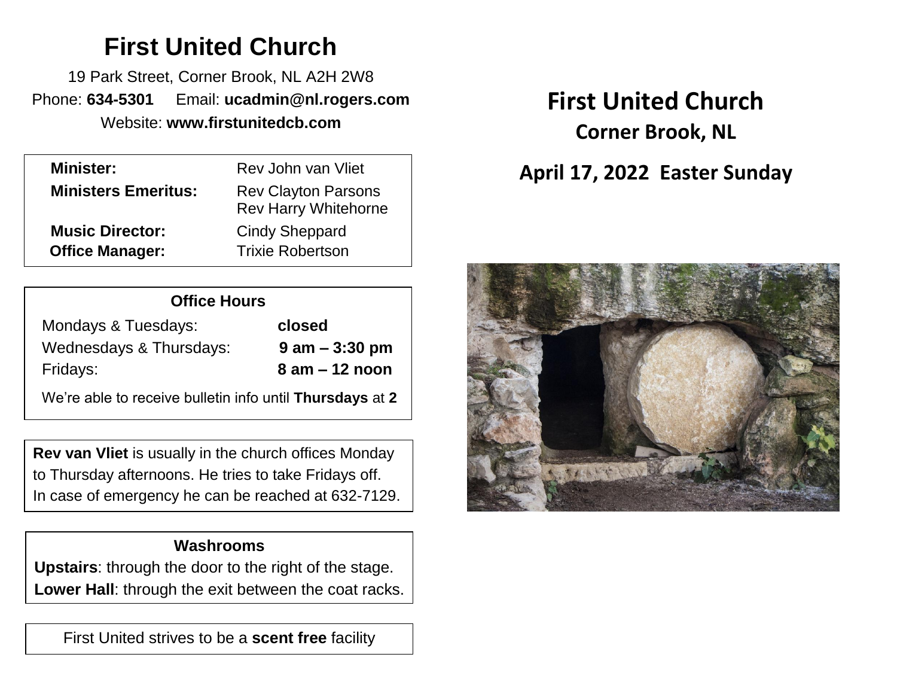# First United Church

19 Park Street, Corner Brook, NL A2H 2W8
Phone: **634-5301** Email: **ucadmin@nl.rogers.com**
Website: **www.firstunitedcb.com**

| | |
|---|---|
| **Minister:** | Rev John van Vliet |
| **Ministers Emeritus:** | Rev Clayton Parsons<br>Rev Harry Whitehorne |
| **Music Director:** | Cindy Sheppard |
| **Office Manager:** | Trixie Robertson |

**Office Hours**

| | |
|---|---|
| Mondays & Tuesdays: | **closed** |
| Wednesdays & Thursdays: | **9 am – 3:30 pm** |
| Fridays: | **8 am – 12 noon** |

We're able to receive bulletin info until **Thursdays** at **2**

**Rev van Vliet** is usually in the church offices Monday to Thursday afternoons. He tries to take Fridays off. In case of emergency he can be reached at 632-7129.

**Washrooms**

**Upstairs**: through the door to the right of the stage.
**Lower Hall**: through the exit between the coat racks.

First United strives to be a **scent free** facility

# First United Church

## Corner Brook, NL

## April 17, 2022 Easter Sunday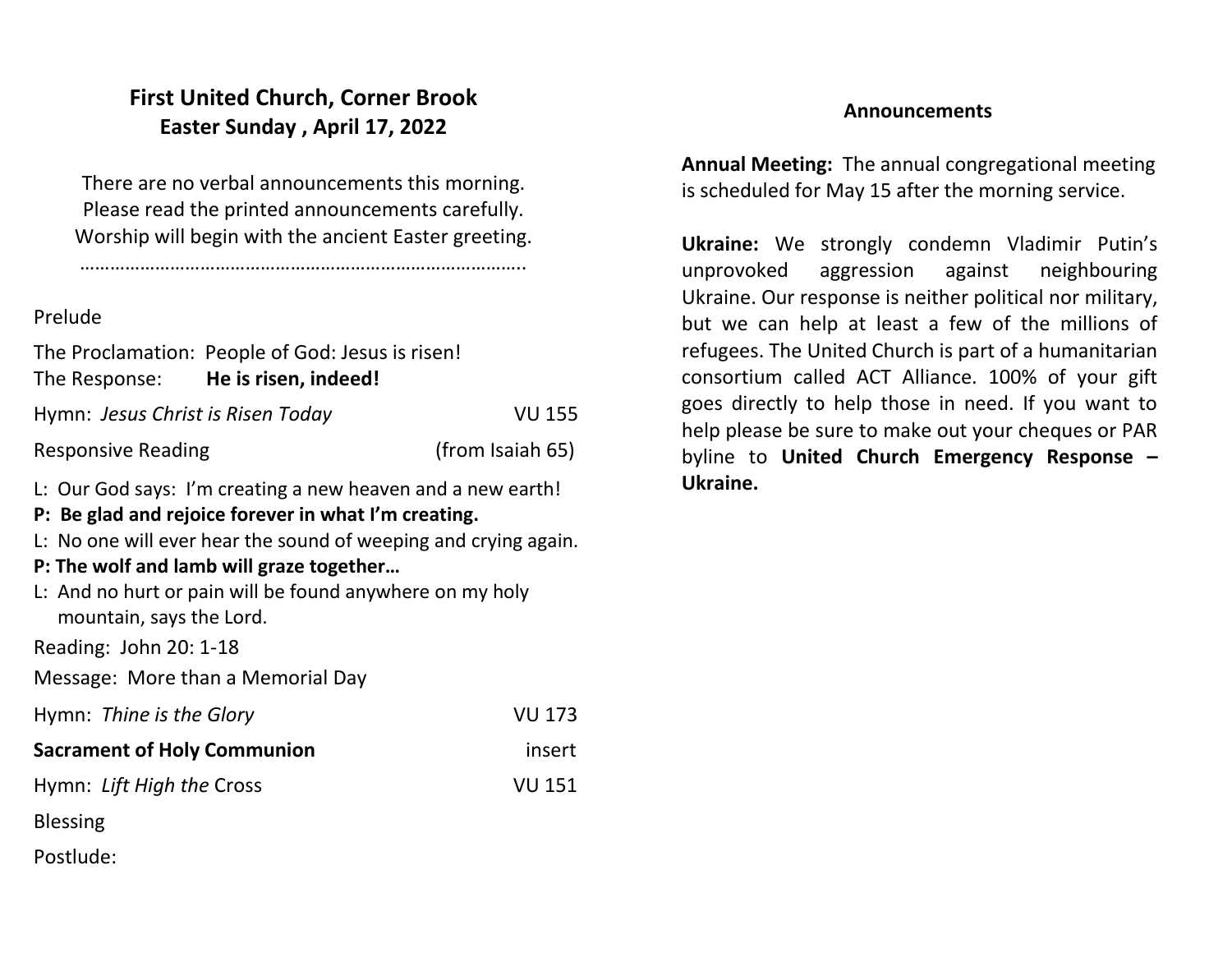# First United Church, Corner Brook
## Easter Sunday , April 17, 2022

There are no verbal announcements this morning.
Please read the printed announcements carefully.
Worship will begin with the ancient Easter greeting.

…………………………………………………………………………….

Prelude

The Proclamation: People of God: Jesus is risen!
The Response: **He is risen, indeed!**

Hymn: *Jesus Christ is Risen Today* VU 155

Responsive Reading (from Isaiah 65)

L: Our God says: I'm creating a new heaven and a new earth!
**P: Be glad and rejoice forever in what I'm creating.**
L: No one will ever hear the sound of weeping and crying again.
**P: The wolf and lamb will graze together…**
L: And no hurt or pain will be found anywhere on my holy mountain, says the Lord.

Reading: John 20: 1-18

Message: More than a Memorial Day

Hymn: *Thine is the Glory* VU 173

**Sacrament of Holy Communion** insert

Hymn: *Lift High the* Cross VU 151

Blessing

Postlude:

## Announcements

**Annual Meeting:** The annual congregational meeting is scheduled for May 15 after the morning service.

**Ukraine:** We strongly condemn Vladimir Putin's unprovoked aggression against neighbouring Ukraine. Our response is neither political nor military, but we can help at least a few of the millions of refugees. The United Church is part of a humanitarian consortium called ACT Alliance. 100% of your gift goes directly to help those in need. If you want to help please be sure to make out your cheques or PAR byline to **United Church Emergency Response – Ukraine.**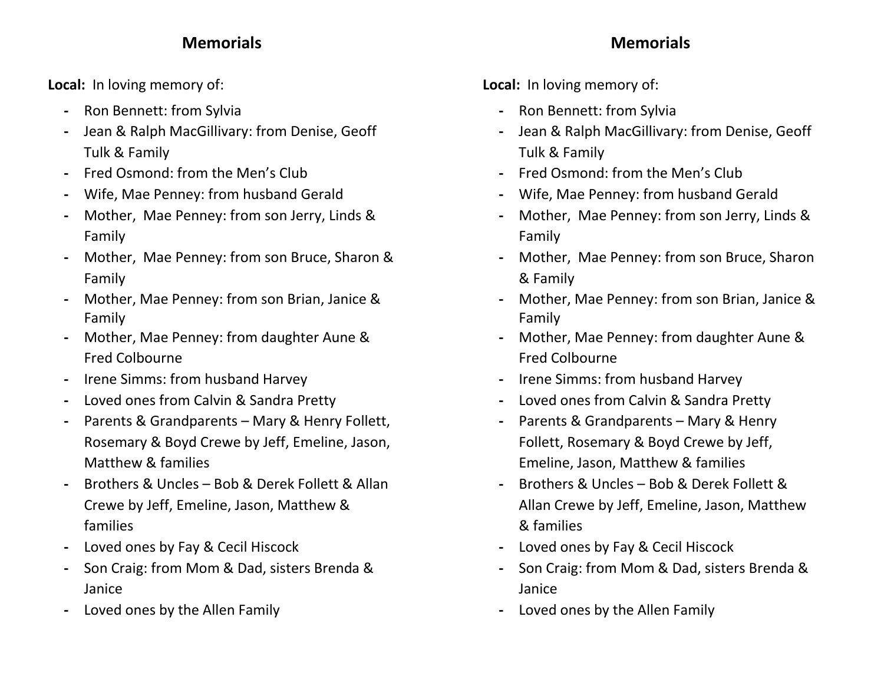## Memorials

**Local:** In loving memory of:

- Ron Bennett: from Sylvia
- Jean & Ralph MacGillivary: from Denise, Geoff Tulk & Family
- Fred Osmond: from the Men's Club
- Wife, Mae Penney: from husband Gerald
- Mother, Mae Penney: from son Jerry, Linds & Family
- Mother, Mae Penney: from son Bruce, Sharon & Family
- Mother, Mae Penney: from son Brian, Janice & Family
- Mother, Mae Penney: from daughter Aune & Fred Colbourne
- Irene Simms: from husband Harvey
- Loved ones from Calvin & Sandra Pretty
- Parents & Grandparents – Mary & Henry Follett, Rosemary & Boyd Crewe by Jeff, Emeline, Jason, Matthew & families
- Brothers & Uncles – Bob & Derek Follett & Allan Crewe by Jeff, Emeline, Jason, Matthew & families
- Loved ones by Fay & Cecil Hiscock
- Son Craig: from Mom & Dad, sisters Brenda & Janice
- Loved ones by the Allen Family

## Memorials

**Local:** In loving memory of:

- Ron Bennett: from Sylvia
- Jean & Ralph MacGillivary: from Denise, Geoff Tulk & Family
- Fred Osmond: from the Men's Club
- Wife, Mae Penney: from husband Gerald
- Mother, Mae Penney: from son Jerry, Linds & Family
- Mother, Mae Penney: from son Bruce, Sharon & Family
- Mother, Mae Penney: from son Brian, Janice & Family
- Mother, Mae Penney: from daughter Aune & Fred Colbourne
- Irene Simms: from husband Harvey
- Loved ones from Calvin & Sandra Pretty
- Parents & Grandparents – Mary & Henry Follett, Rosemary & Boyd Crewe by Jeff, Emeline, Jason, Matthew & families
- Brothers & Uncles – Bob & Derek Follett & Allan Crewe by Jeff, Emeline, Jason, Matthew & families
- Loved ones by Fay & Cecil Hiscock
- Son Craig: from Mom & Dad, sisters Brenda & Janice
- Loved ones by the Allen Family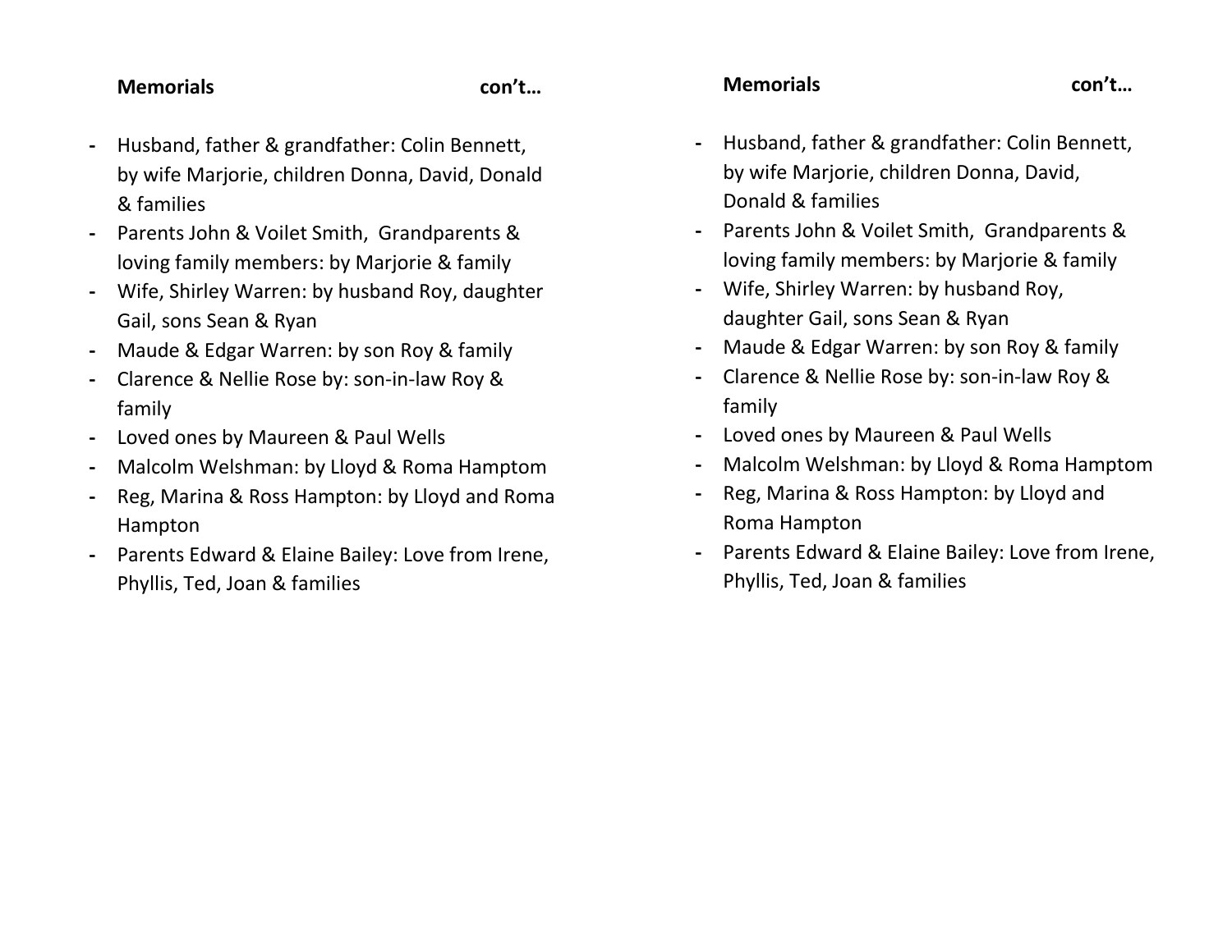**Memorials** **con't…**

- Husband, father & grandfather: Colin Bennett, by wife Marjorie, children Donna, David, Donald & families
- Parents John & Voilet Smith, Grandparents & loving family members: by Marjorie & family
- Wife, Shirley Warren: by husband Roy, daughter Gail, sons Sean & Ryan
- Maude & Edgar Warren: by son Roy & family
- Clarence & Nellie Rose by: son-in-law Roy & family
- Loved ones by Maureen & Paul Wells
- Malcolm Welshman: by Lloyd & Roma Hamptom
- Reg, Marina & Ross Hampton: by Lloyd and Roma Hampton
- Parents Edward & Elaine Bailey: Love from Irene, Phyllis, Ted, Joan & families

**Memorials** **con't…**

- Husband, father & grandfather: Colin Bennett, by wife Marjorie, children Donna, David, Donald & families
- Parents John & Voilet Smith, Grandparents & loving family members: by Marjorie & family
- Wife, Shirley Warren: by husband Roy, daughter Gail, sons Sean & Ryan
- Maude & Edgar Warren: by son Roy & family
- Clarence & Nellie Rose by: son-in-law Roy & family
- Loved ones by Maureen & Paul Wells
- Malcolm Welshman: by Lloyd & Roma Hamptom
- Reg, Marina & Ross Hampton: by Lloyd and Roma Hampton
- Parents Edward & Elaine Bailey: Love from Irene, Phyllis, Ted, Joan & families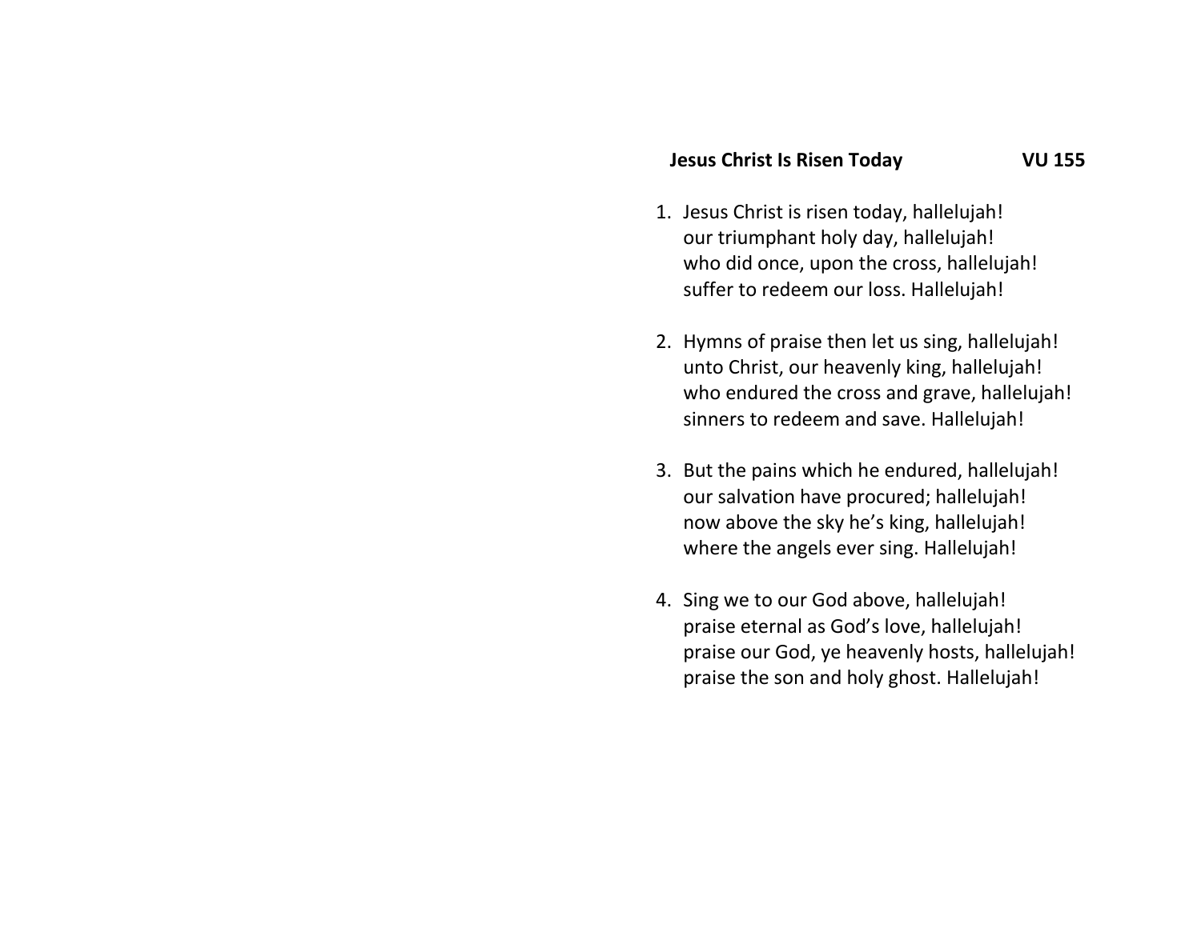**Jesus Christ Is Risen Today** **VU 155**

1. Jesus Christ is risen today, hallelujah!
   our triumphant holy day, hallelujah!
   who did once, upon the cross, hallelujah!
   suffer to redeem our loss. Hallelujah!

2. Hymns of praise then let us sing, hallelujah!
   unto Christ, our heavenly king, hallelujah!
   who endured the cross and grave, hallelujah!
   sinners to redeem and save. Hallelujah!

3. But the pains which he endured, hallelujah!
   our salvation have procured; hallelujah!
   now above the sky he's king, hallelujah!
   where the angels ever sing. Hallelujah!

4. Sing we to our God above, hallelujah!
   praise eternal as God's love, hallelujah!
   praise our God, ye heavenly hosts, hallelujah!
   praise the son and holy ghost. Hallelujah!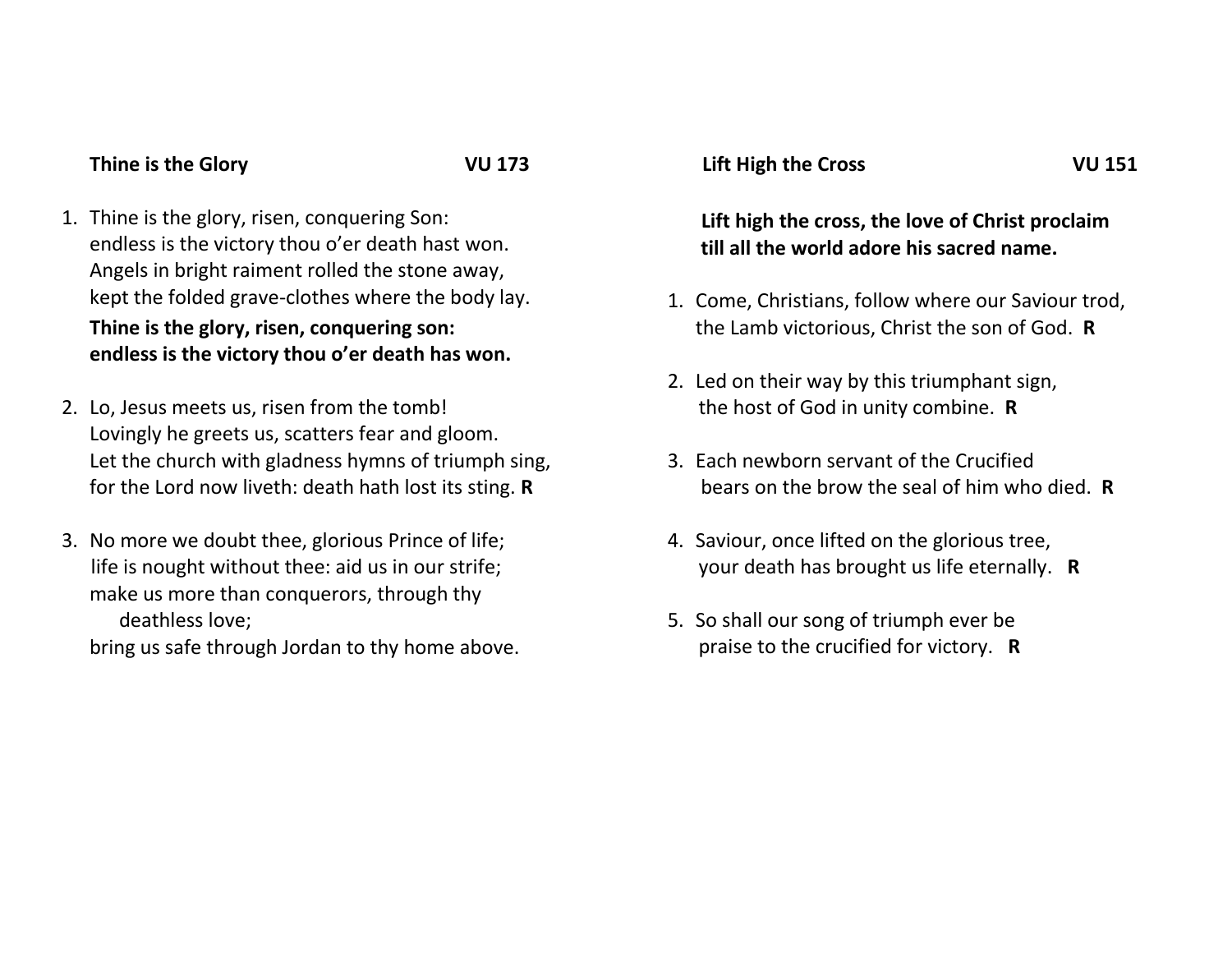**Thine is the Glory** **VU 173**

1. Thine is the glory, risen, conquering Son:
   endless is the victory thou o'er death hast won.
   Angels in bright raiment rolled the stone away,
   kept the folded grave-clothes where the body lay.
   **Thine is the glory, risen, conquering son:**
   **endless is the victory thou o'er death has won.**

2. Lo, Jesus meets us, risen from the tomb!
   Lovingly he greets us, scatters fear and gloom.
   Let the church with gladness hymns of triumph sing,
   for the Lord now liveth: death hath lost its sting. **R**

3. No more we doubt thee, glorious Prince of life;
   life is nought without thee: aid us in our strife;
   make us more than conquerors, through thy
   deathless love;
   bring us safe through Jordan to thy home above.

**Lift High the Cross** **VU 151**

**Lift high the cross, the love of Christ proclaim**
**till all the world adore his sacred name.**

1. Come, Christians, follow where our Saviour trod,
   the Lamb victorious, Christ the son of God. **R**

2. Led on their way by this triumphant sign,
   the host of God in unity combine. **R**

3. Each newborn servant of the Crucified
   bears on the brow the seal of him who died. **R**

4. Saviour, once lifted on the glorious tree,
   your death has brought us life eternally. **R**

5. So shall our song of triumph ever be
   praise to the crucified for victory. **R**